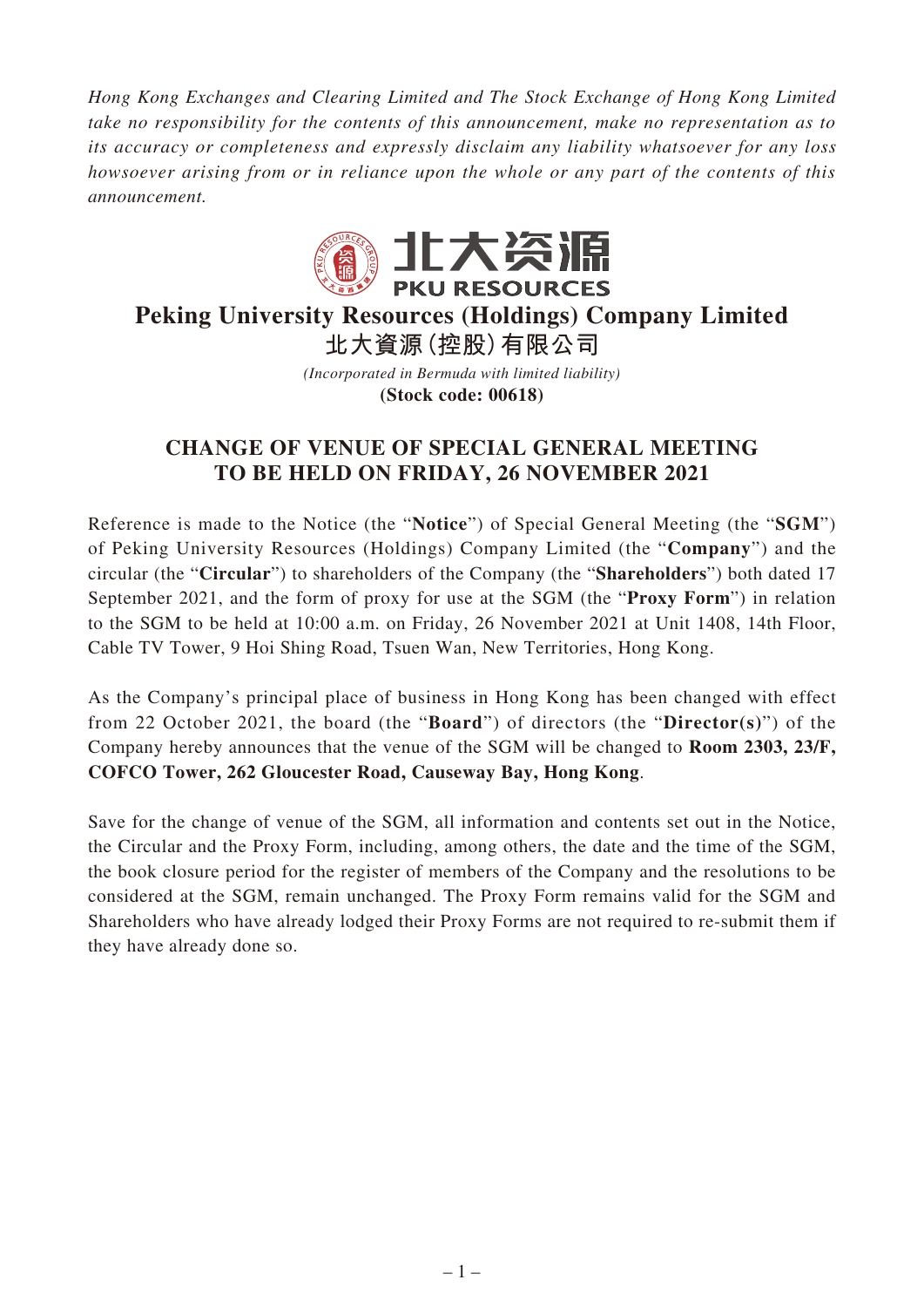*Hong Kong Exchanges and Clearing Limited and The Stock Exchange of Hong Kong Limited take no responsibility for the contents of this announcement, make no representation as to its accuracy or completeness and expressly disclaim any liability whatsoever for any loss howsoever arising from or in reliance upon the whole or any part of the contents of this announcement.*

北大资源
PKU RESOURCES

# Peking University Resources (Holdings) Company Limited
# 北大資源（控股）有限公司

*(Incorporated in Bermuda with limited liability)*

**(Stock code: 00618)**

## CHANGE OF VENUE OF SPECIAL GENERAL MEETING TO BE HELD ON FRIDAY, 26 NOVEMBER 2021

Reference is made to the Notice (the "**Notice**") of Special General Meeting (the "**SGM**") of Peking University Resources (Holdings) Company Limited (the "**Company**") and the circular (the "**Circular**") to shareholders of the Company (the "**Shareholders**") both dated 17 September 2021, and the form of proxy for use at the SGM (the "**Proxy Form**") in relation to the SGM to be held at 10:00 a.m. on Friday, 26 November 2021 at Unit 1408, 14th Floor, Cable TV Tower, 9 Hoi Shing Road, Tsuen Wan, New Territories, Hong Kong.

As the Company's principal place of business in Hong Kong has been changed with effect from 22 October 2021, the board (the "**Board**") of directors (the "**Director(s)**") of the Company hereby announces that the venue of the SGM will be changed to **Room 2303, 23/F, COFCO Tower, 262 Gloucester Road, Causeway Bay, Hong Kong**.

Save for the change of venue of the SGM, all information and contents set out in the Notice, the Circular and the Proxy Form, including, among others, the date and the time of the SGM, the book closure period for the register of members of the Company and the resolutions to be considered at the SGM, remain unchanged. The Proxy Form remains valid for the SGM and Shareholders who have already lodged their Proxy Forms are not required to re-submit them if they have already done so.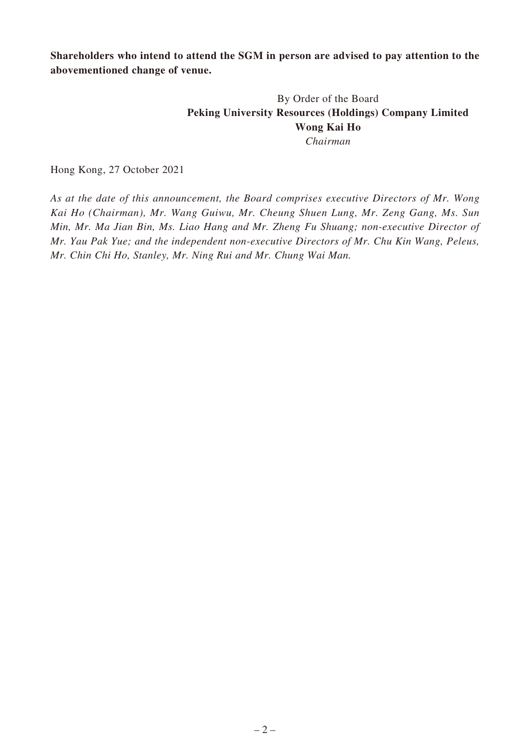**Shareholders who intend to attend the SGM in person are advised to pay attention to the abovementioned change of venue.**

By Order of the Board
**Peking University Resources (Holdings) Company Limited**
**Wong Kai Ho**
*Chairman*

Hong Kong, 27 October 2021

*As at the date of this announcement, the Board comprises executive Directors of Mr. Wong Kai Ho (Chairman), Mr. Wang Guiwu, Mr. Cheung Shuen Lung, Mr. Zeng Gang, Ms. Sun Min, Mr. Ma Jian Bin, Ms. Liao Hang and Mr. Zheng Fu Shuang; non-executive Director of Mr. Yau Pak Yue; and the independent non-executive Directors of Mr. Chu Kin Wang, Peleus, Mr. Chin Chi Ho, Stanley, Mr. Ning Rui and Mr. Chung Wai Man.*